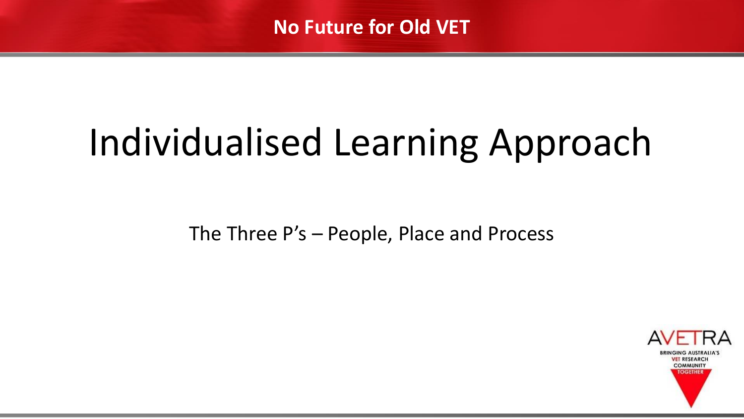No Future for Old VET

# Individualised Learning Approach

The Three P's – People, Place and Process

AVETRA

BRINGING AUSTRALIA'S VET RESEARCH COMMUNITY TOGETHER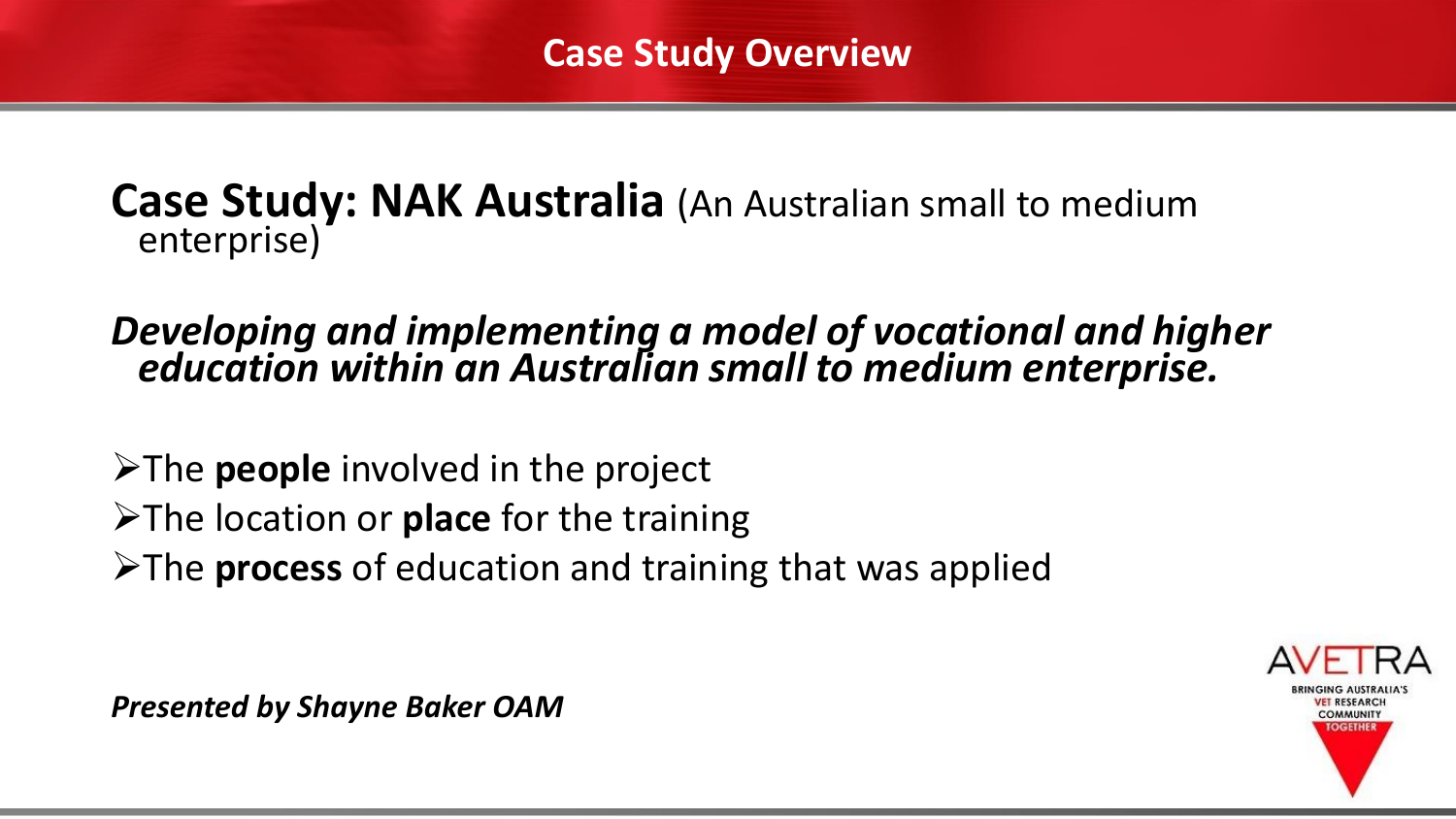# Case Study Overview

**Case Study: NAK Australia** (An Australian small to medium enterprise)

***Developing and implementing a model of vocational and higher education within an Australian small to medium enterprise.***

- The **people** involved in the project
- The location or **place** for the training
- The **process** of education and training that was applied

***Presented by Shayne Baker OAM***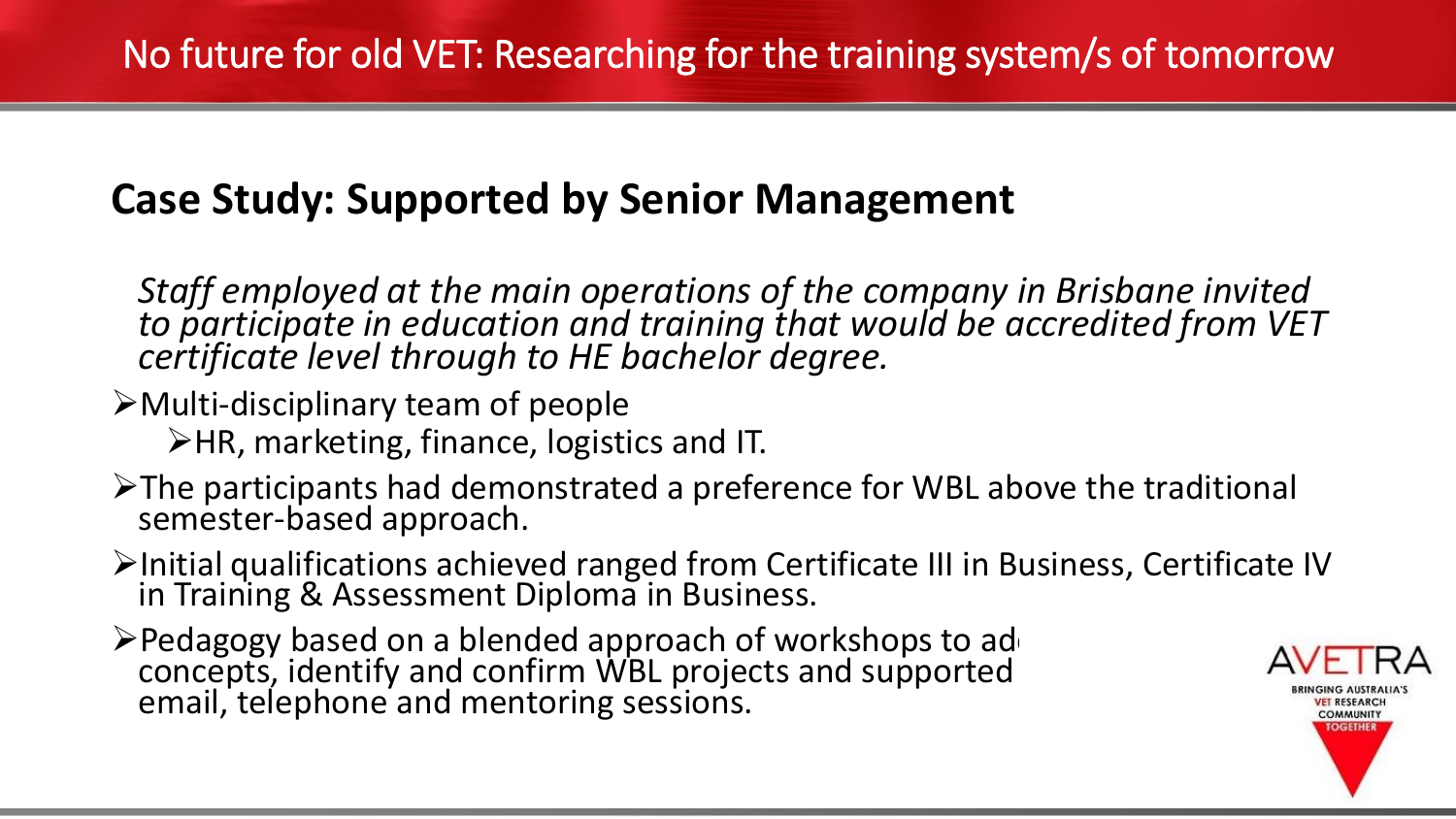# No future for old VET: Researching for the training system/s of tomorrow

## Case Study: Supported by Senior Management

*Staff employed at the main operations of the company in Brisbane invited to participate in education and training that would be accredited from VET certificate level through to HE bachelor degree.*

- Multi-disciplinary team of people
  - HR, marketing, finance, logistics and IT.
- The participants had demonstrated a preference for WBL above the traditional semester-based approach.
- Initial qualifications achieved ranged from Certificate III in Business, Certificate IV in Training & Assessment Diploma in Business.
- Pedagogy based on a blended approach of workshops to ad concepts, identify and confirm WBL projects and supported email, telephone and mentoring sessions.

AVETRA
BRINGING AUSTRALIA'S VET RESEARCH COMMUNITY TOGETHER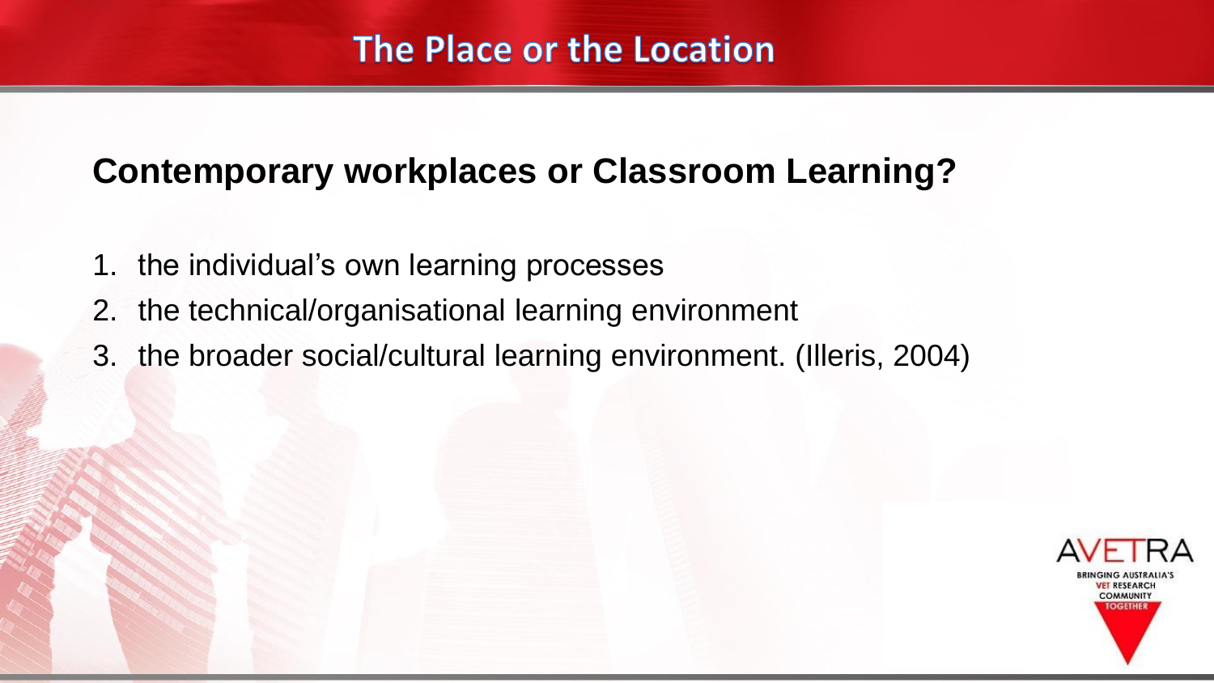# The Place or the Location

## Contemporary workplaces or Classroom Learning?

1. the individual's own learning processes
2. the technical/organisational learning environment
3. the broader social/cultural learning environment. (Illeris, 2004)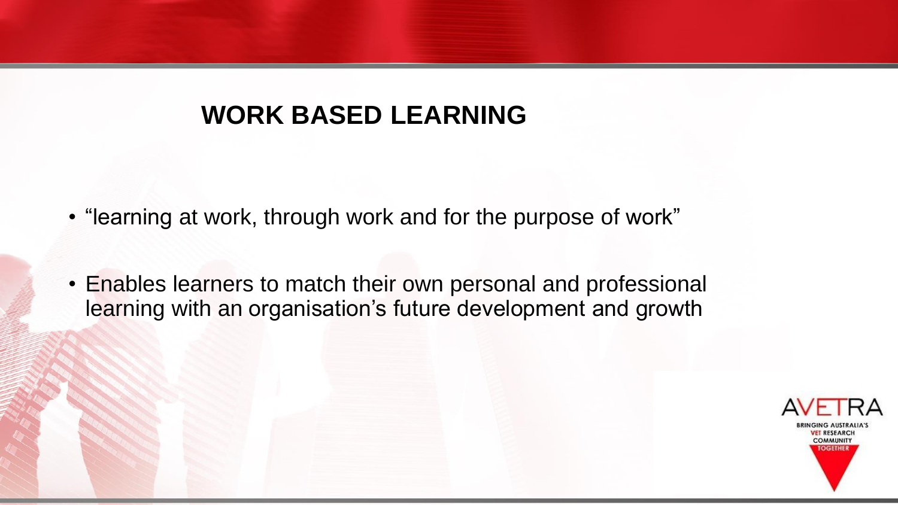## WORK BASED LEARNING

- "learning at work, through work and for the purpose of work"
- Enables learners to match their own personal and professional learning with an organisation's future development and growth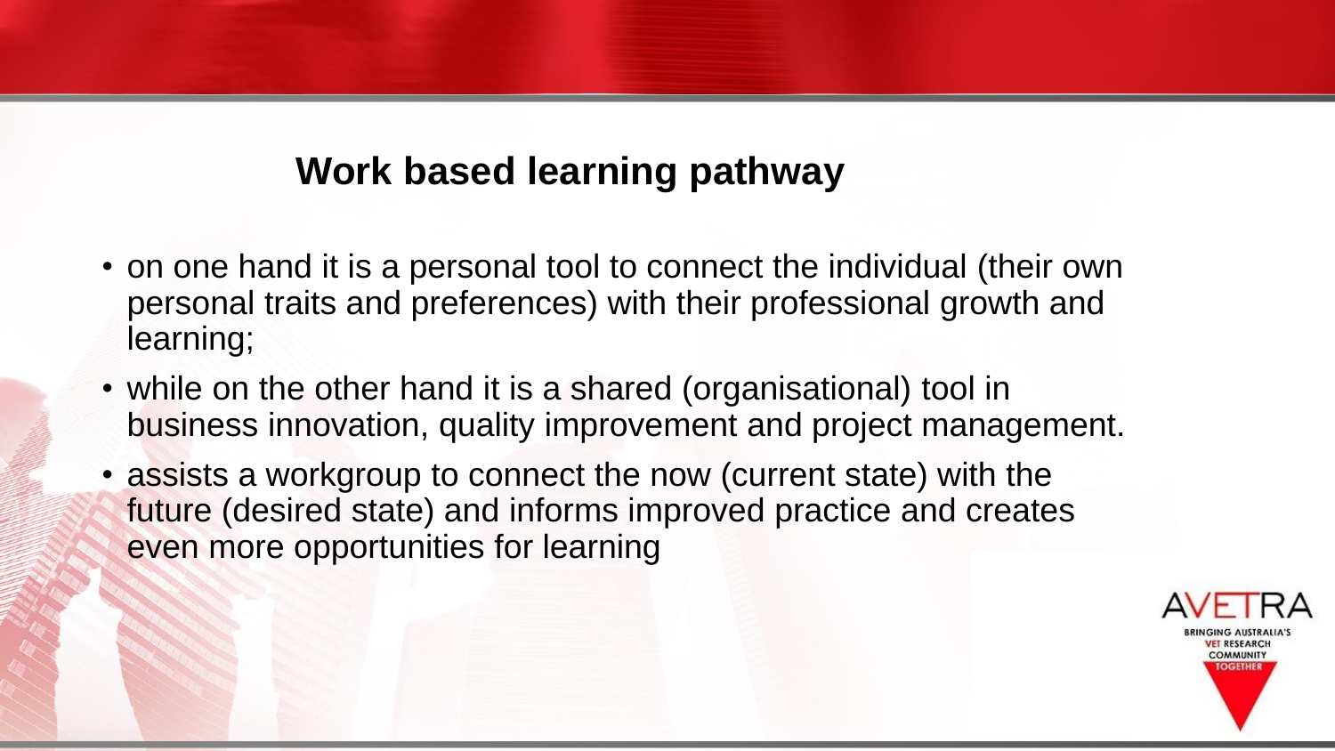## Work based learning pathway

- on one hand it is a personal tool to connect the individual (their own personal traits and preferences) with their professional growth and learning;
- while on the other hand it is a shared (organisational) tool in business innovation, quality improvement and project management.
- assists a workgroup to connect the now (current state) with the future (desired state) and informs improved practice and creates even more opportunities for learning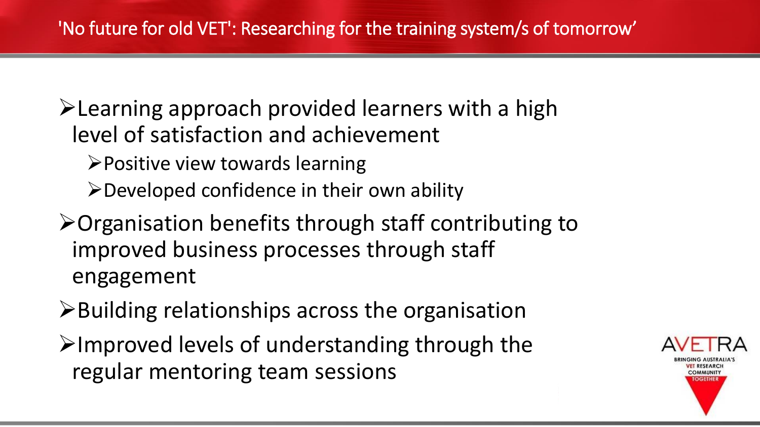- Learning approach provided learners with a high level of satisfaction and achievement
  - Positive view towards learning
  - Developed confidence in their own ability
- Organisation benefits through staff contributing to improved business processes through staff engagement
- Building relationships across the organisation
- Improved levels of understanding through the regular mentoring team sessions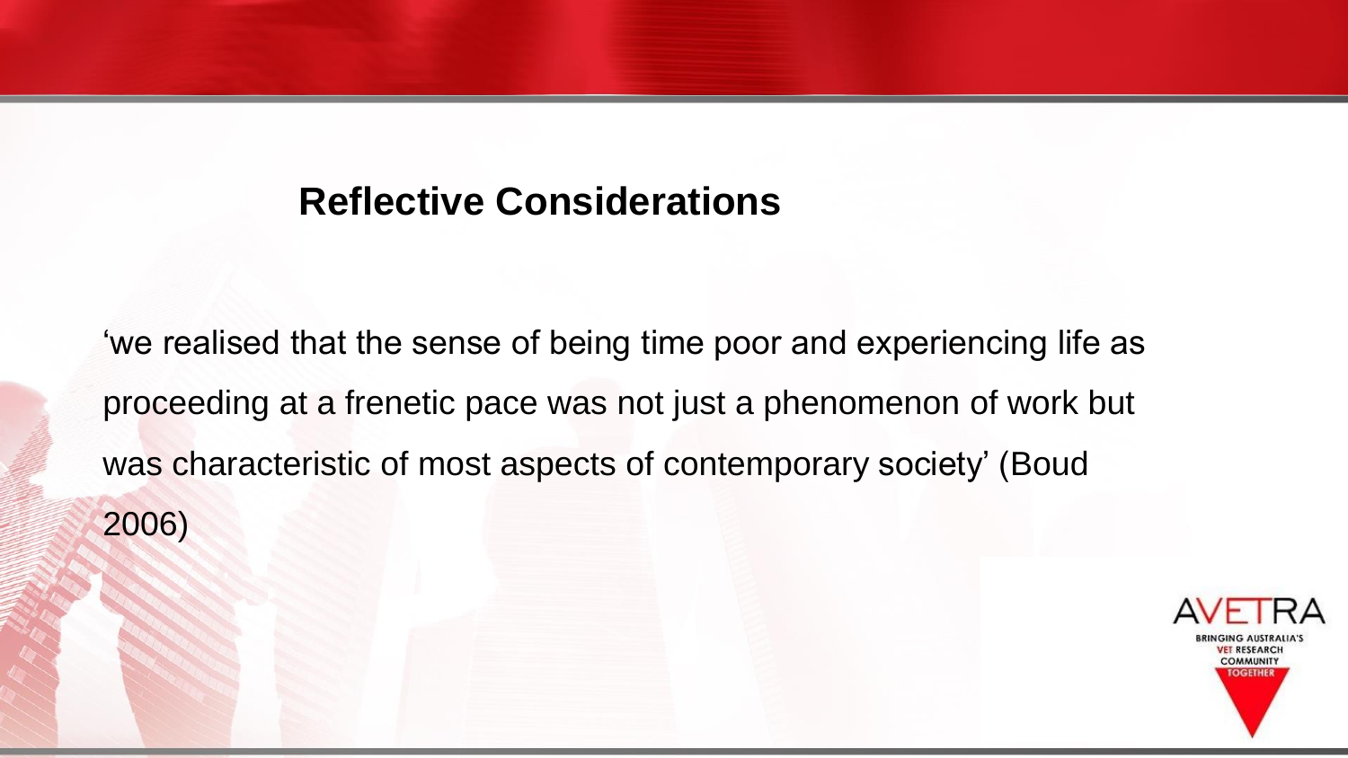## Reflective Considerations

'we realised that the sense of being time poor and experiencing life as proceeding at a frenetic pace was not just a phenomenon of work but was characteristic of most aspects of contemporary society' (Boud 2006)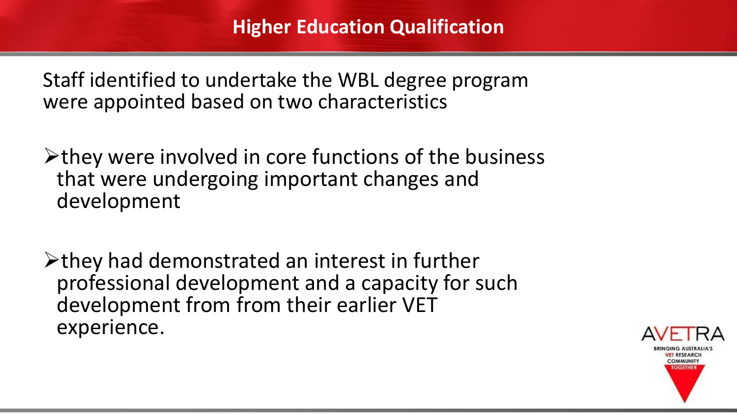# Higher Education Qualification

Staff identified to undertake the WBL degree program were appointed based on two characteristics

- they were involved in core functions of the business that were undergoing important changes and development
- they had demonstrated an interest in further professional development and a capacity for such development from from their earlier VET experience.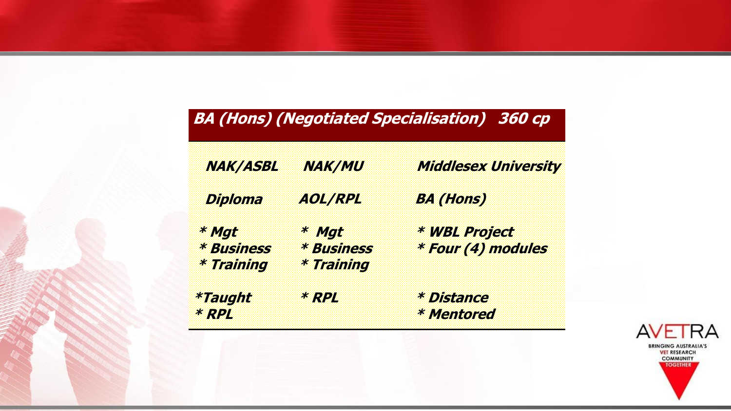## BA (Hons) (Negotiated Specialisation) 360 cp

| NAK/ASBL | NAK/MU | Middlesex University |
|---|---|---|
| Diploma | AOL/RPL | BA (Hons) |
| * Mgt<br>* Business<br>* Training | * Mgt<br>* Business<br>* Training | * WBL Project<br>* Four (4) modules |
| *Taught<br>* RPL | * RPL | * Distance<br>* Mentored |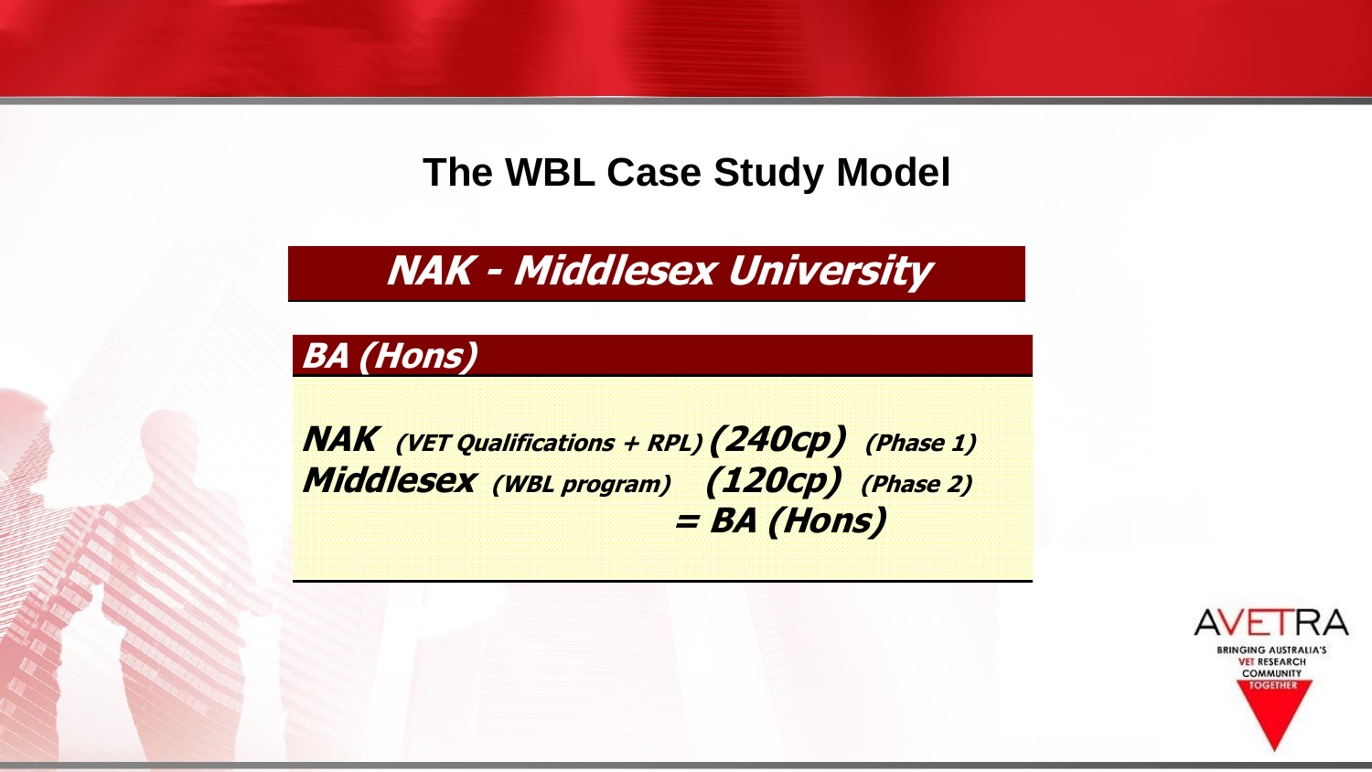# The WBL Case Study Model

## NAK - Middlesex University

### BA (Hons)

**NAK** *(VET Qualifications + RPL)* **(240cp)** *(Phase 1)*
**Middlesex** *(WBL program)* **(120cp)** *(Phase 2)*
**= BA (Hons)**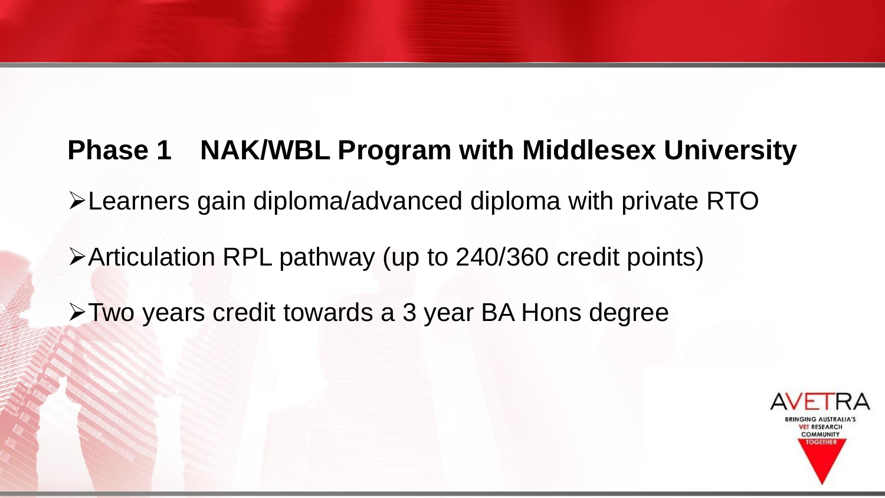## Phase 1 NAK/WBL Program with Middlesex University

- Learners gain diploma/advanced diploma with private RTO
- Articulation RPL pathway (up to 240/360 credit points)
- Two years credit towards a 3 year BA Hons degree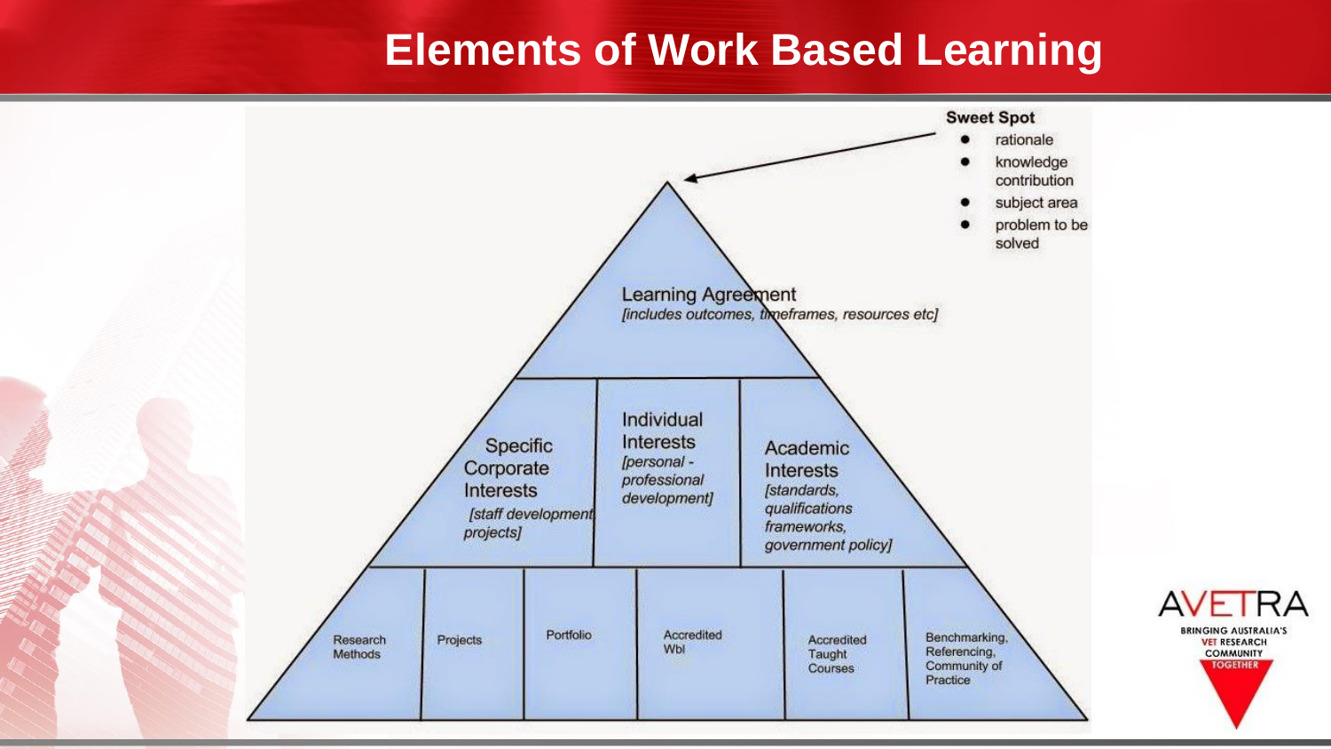# Elements of Work Based Learning

**Sweet Spot**

- rationale
- knowledge contribution
- subject area
- problem to be solved

Learning Agreement
*[includes outcomes, timeframes, resources etc]*

Specific Corporate Interests
*[staff development projects]*

Individual Interests
*[personal - professional development]*

Academic Interests
*[standards, qualifications frameworks, government policy]*

| Research Methods | Projects | Portfolio | Accredited Wbl | Accredited Taught Courses | Benchmarking, Referencing, Community of Practice |
|---|---|---|---|---|---|

AVETRA
BRINGING AUSTRALIA'S VET RESEARCH COMMUNITY TOGETHER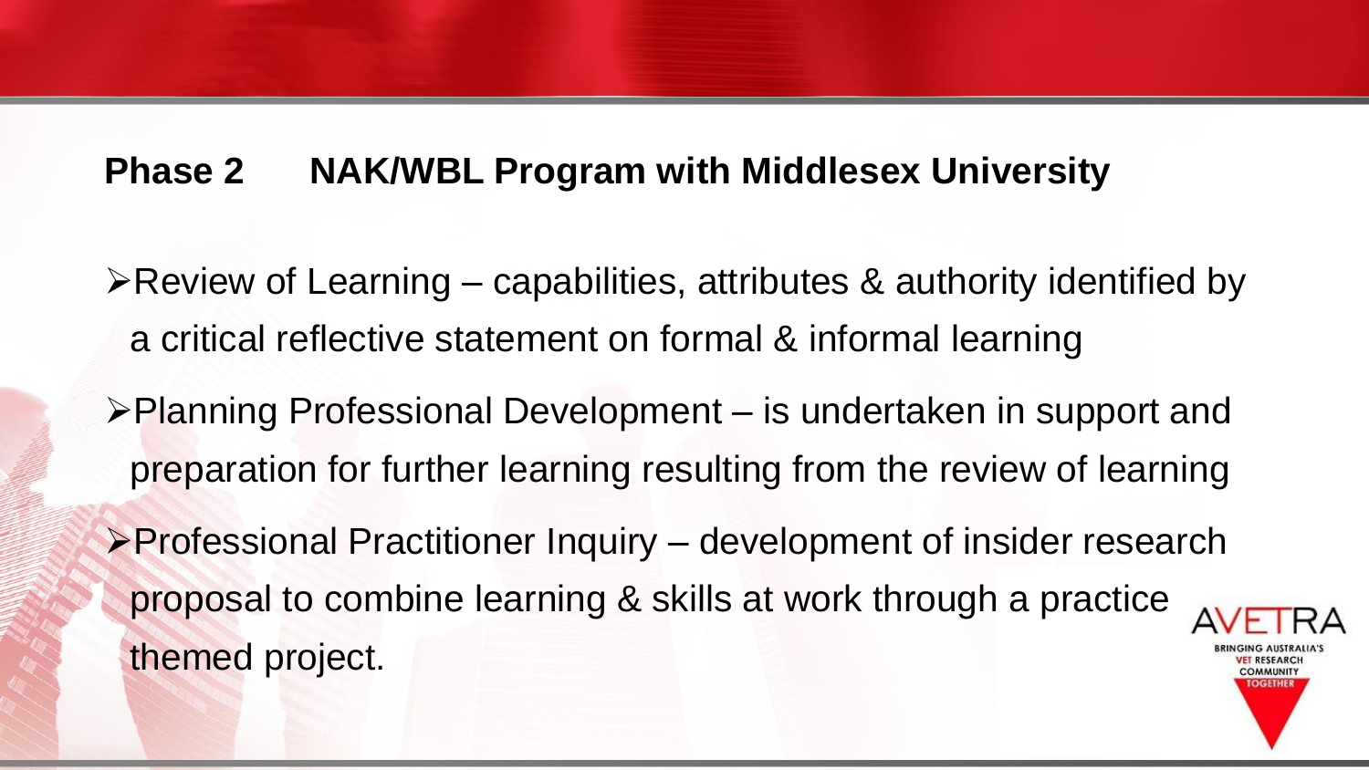## Phase 2 NAK/WBL Program with Middlesex University

- Review of Learning – capabilities, attributes & authority identified by a critical reflective statement on formal & informal learning
- Planning Professional Development – is undertaken in support and preparation for further learning resulting from the review of learning
- Professional Practitioner Inquiry – development of insider research proposal to combine learning & skills at work through a practice themed project.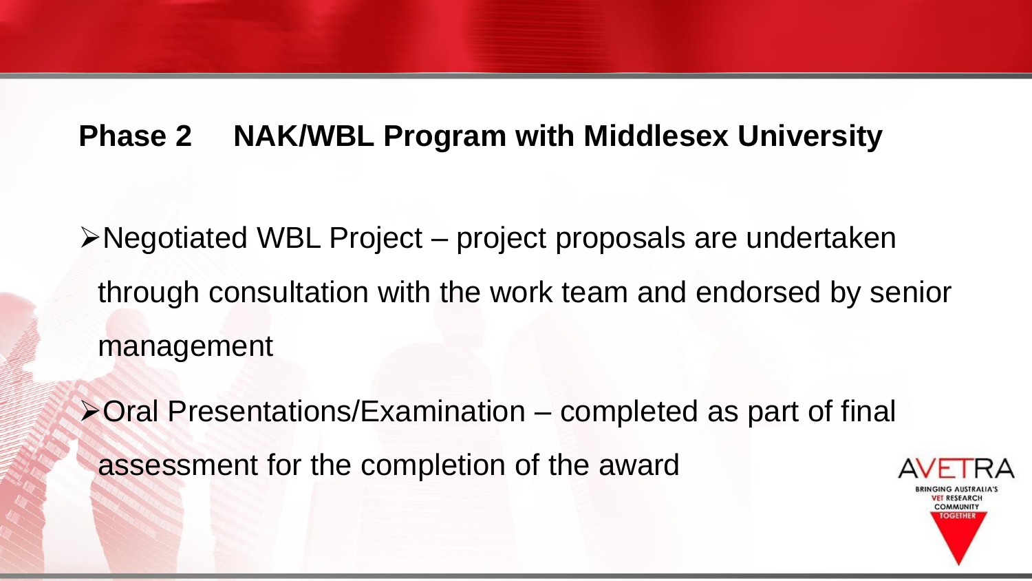## Phase 2 NAK/WBL Program with Middlesex University

- Negotiated WBL Project – project proposals are undertaken through consultation with the work team and endorsed by senior management
- Oral Presentations/Examination – completed as part of final assessment for the completion of the award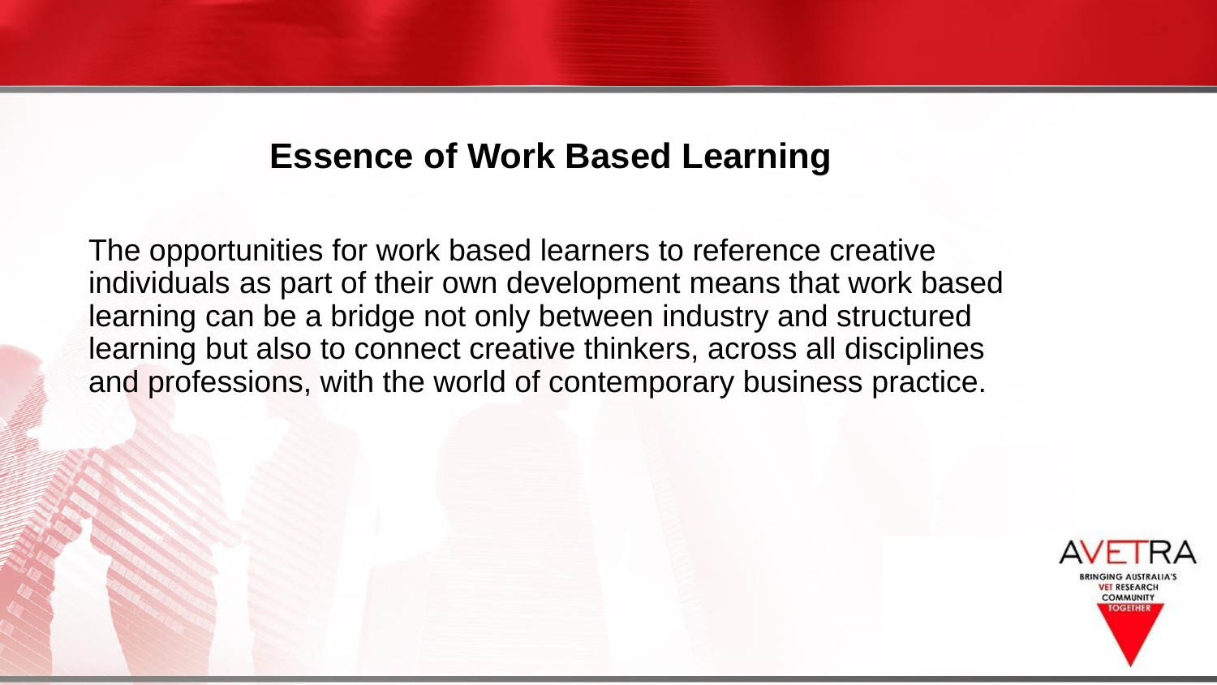# Essence of Work Based Learning

The opportunities for work based learners to reference creative individuals as part of their own development means that work based learning can be a bridge not only between industry and structured learning but also to connect creative thinkers, across all disciplines and professions, with the world of contemporary business practice.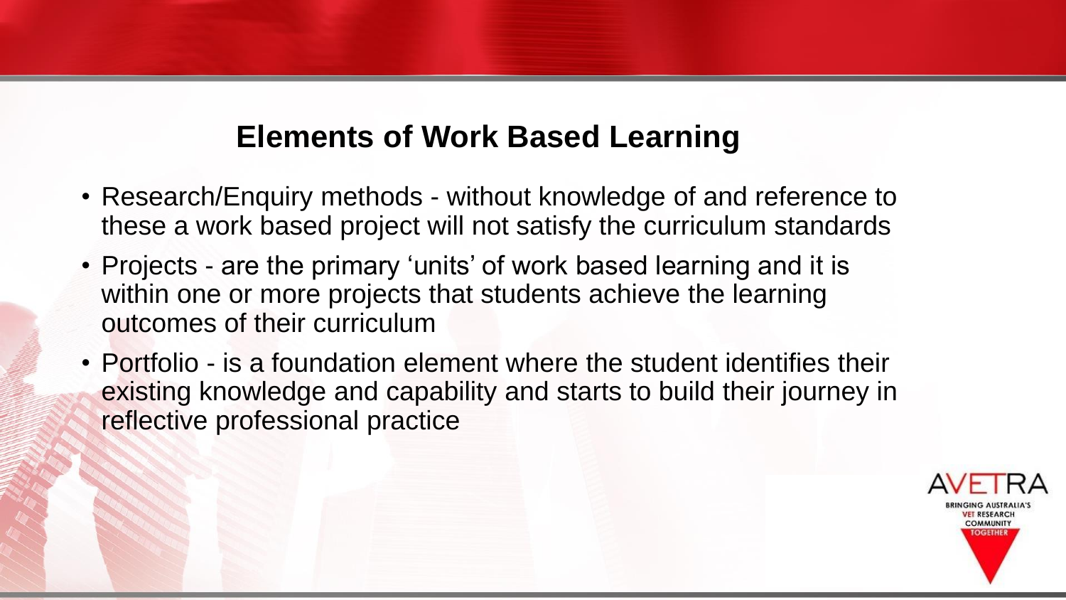## Elements of Work Based Learning

- Research/Enquiry methods - without knowledge of and reference to these a work based project will not satisfy the curriculum standards
- Projects - are the primary 'units' of work based learning and it is within one or more projects that students achieve the learning outcomes of their curriculum
- Portfolio - is a foundation element where the student identifies their existing knowledge and capability and starts to build their journey in reflective professional practice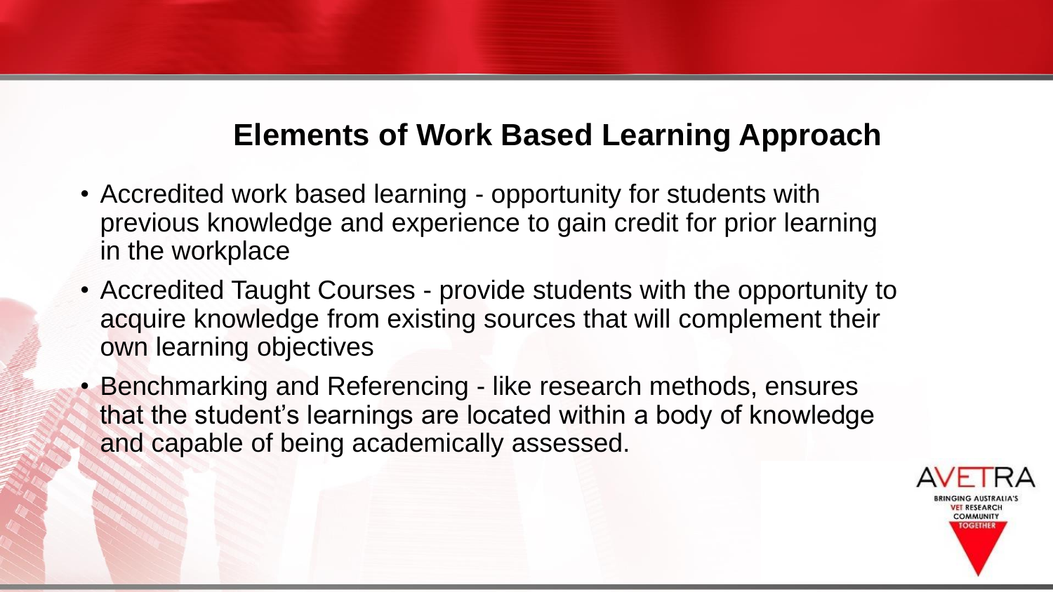## Elements of Work Based Learning Approach

- Accredited work based learning - opportunity for students with previous knowledge and experience to gain credit for prior learning in the workplace
- Accredited Taught Courses - provide students with the opportunity to acquire knowledge from existing sources that will complement their own learning objectives
- Benchmarking and Referencing - like research methods, ensures that the student's learnings are located within a body of knowledge and capable of being academically assessed.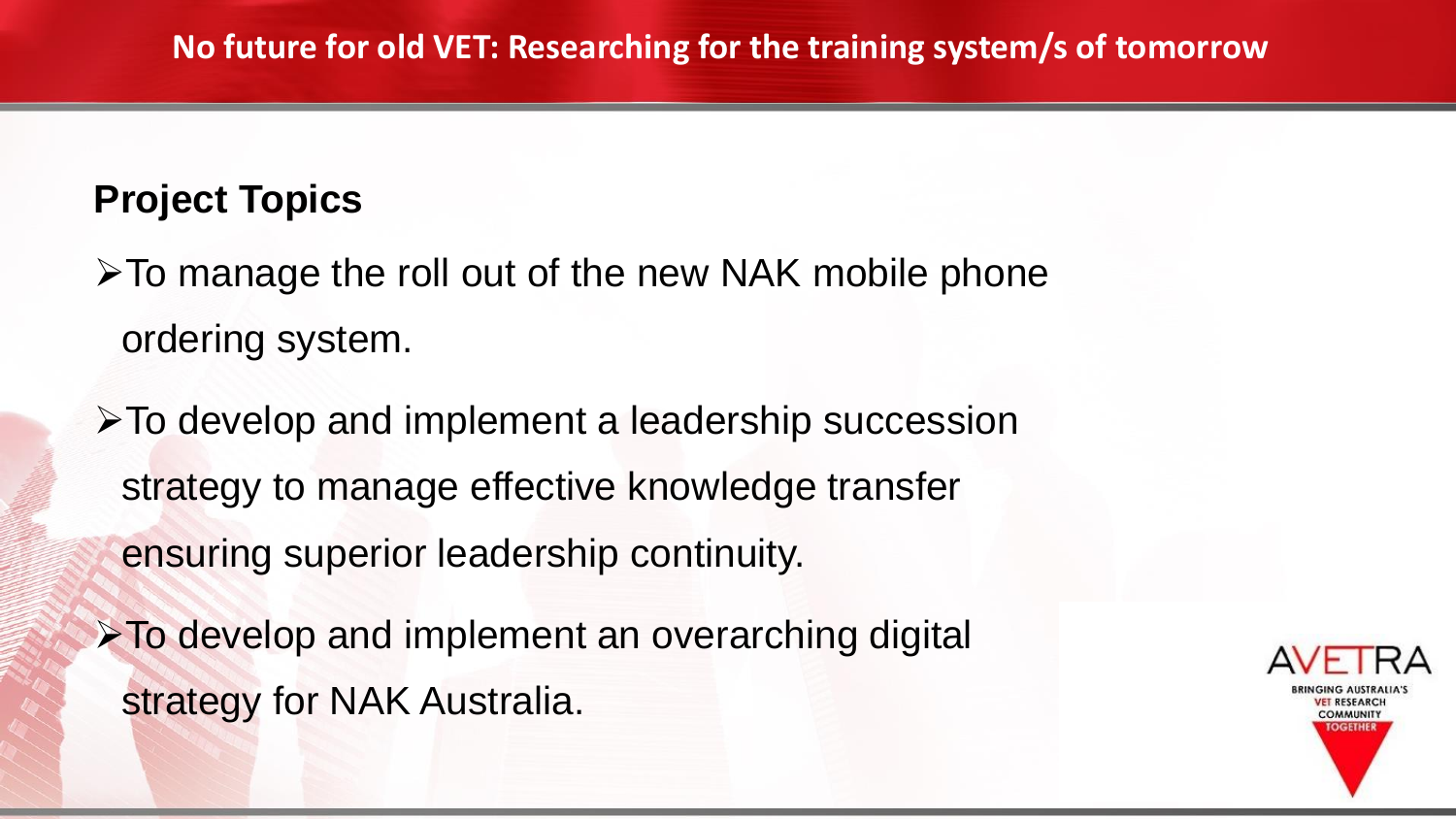## Project Topics

- To manage the roll out of the new NAK mobile phone ordering system.
- To develop and implement a leadership succession strategy to manage effective knowledge transfer ensuring superior leadership continuity.
- To develop and implement an overarching digital strategy for NAK Australia.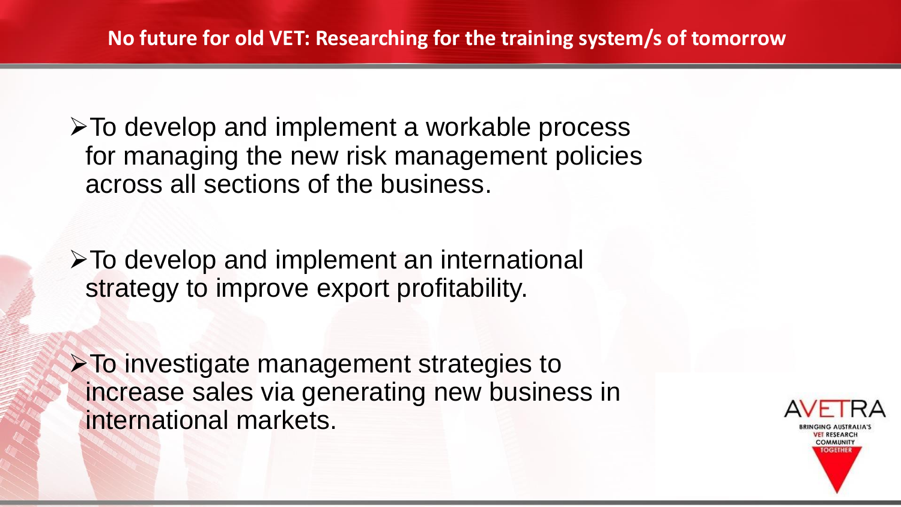- To develop and implement a workable process for managing the new risk management policies across all sections of the business.
- To develop and implement an international strategy to improve export profitability.
- To investigate management strategies to increase sales via generating new business in international markets.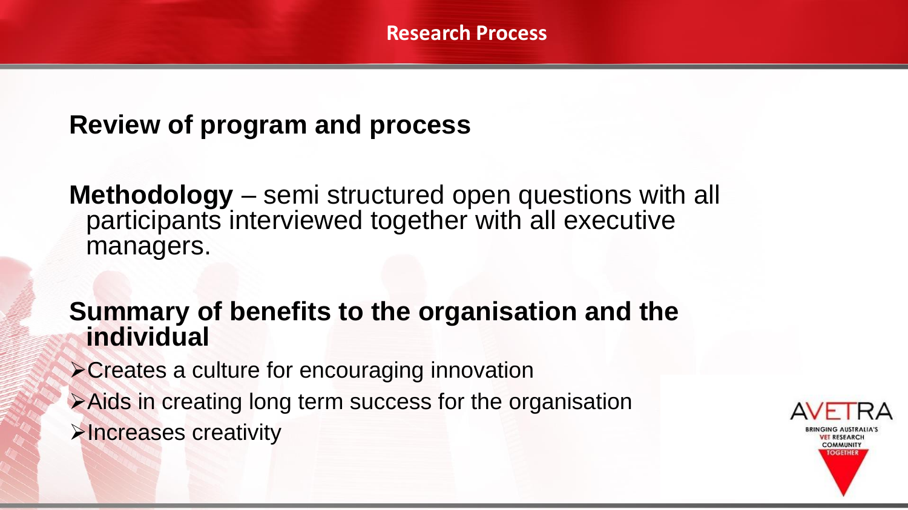# Research Process

**Review of program and process**

**Methodology** – semi structured open questions with all participants interviewed together with all executive managers.

**Summary of benefits to the organisation and the individual**

- Creates a culture for encouraging innovation
- Aids in creating long term success for the organisation
- Increases creativity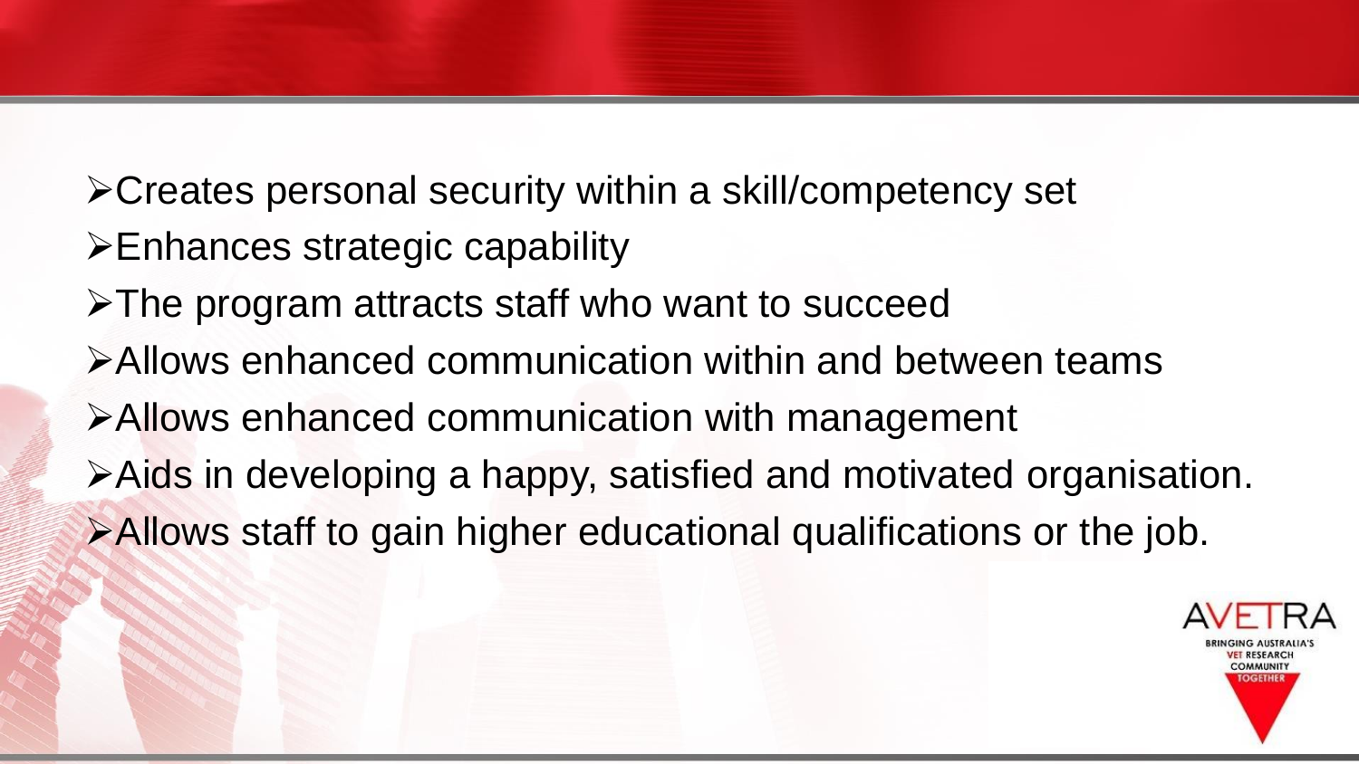- Creates personal security within a skill/competency set
- Enhances strategic capability
- The program attracts staff who want to succeed
- Allows enhanced communication within and between teams
- Allows enhanced communication with management
- Aids in developing a happy, satisfied and motivated organisation.
- Allows staff to gain higher educational qualifications or the job.

AVETRA

BRINGING AUSTRALIA'S VET RESEARCH COMMUNITY TOGETHER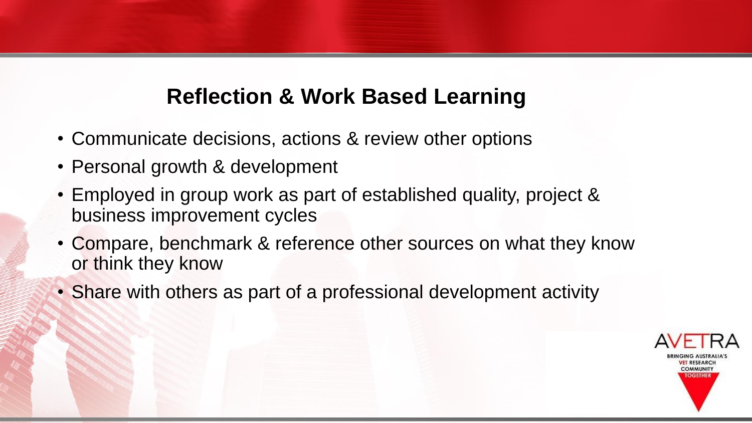## Reflection & Work Based Learning

- Communicate decisions, actions & review other options
- Personal growth & development
- Employed in group work as part of established quality, project & business improvement cycles
- Compare, benchmark & reference other sources on what they know or think they know
- Share with others as part of a professional development activity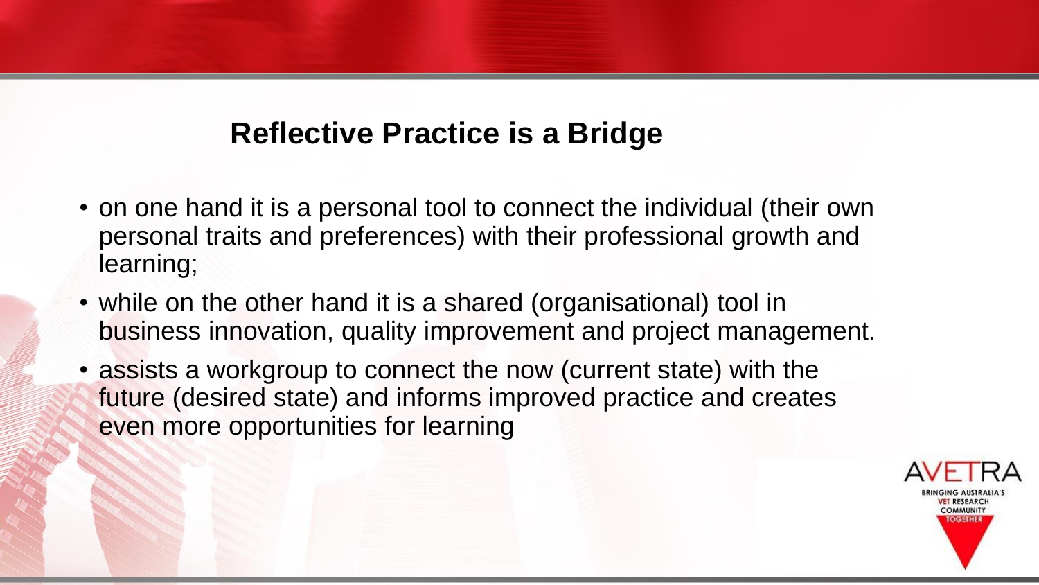## Reflective Practice is a Bridge

- on one hand it is a personal tool to connect the individual (their own personal traits and preferences) with their professional growth and learning;
- while on the other hand it is a shared (organisational) tool in business innovation, quality improvement and project management.
- assists a workgroup to connect the now (current state) with the future (desired state) and informs improved practice and creates even more opportunities for learning

AVETRA
BRINGING AUSTRALIA'S VET RESEARCH COMMUNITY TOGETHER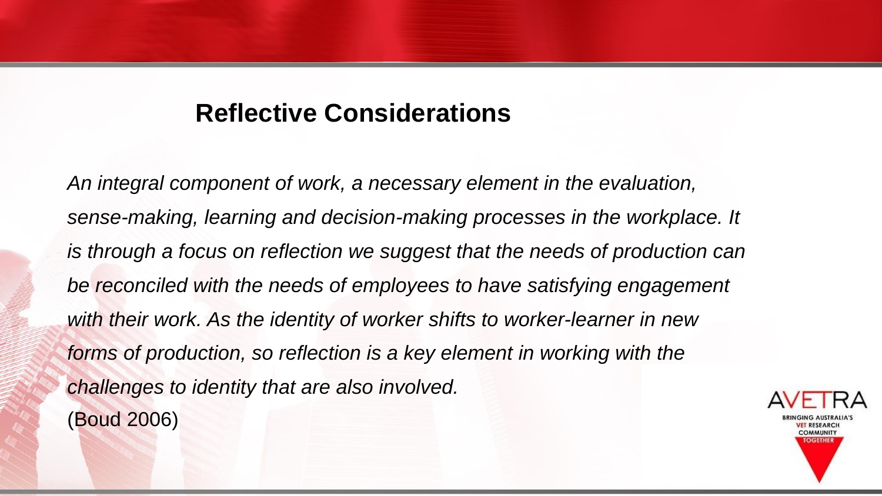## Reflective Considerations

*An integral component of work, a necessary element in the evaluation, sense-making, learning and decision-making processes in the workplace. It is through a focus on reflection we suggest that the needs of production can be reconciled with the needs of employees to have satisfying engagement with their work. As the identity of worker shifts to worker-learner in new forms of production, so reflection is a key element in working with the challenges to identity that are also involved.*

(Boud 2006)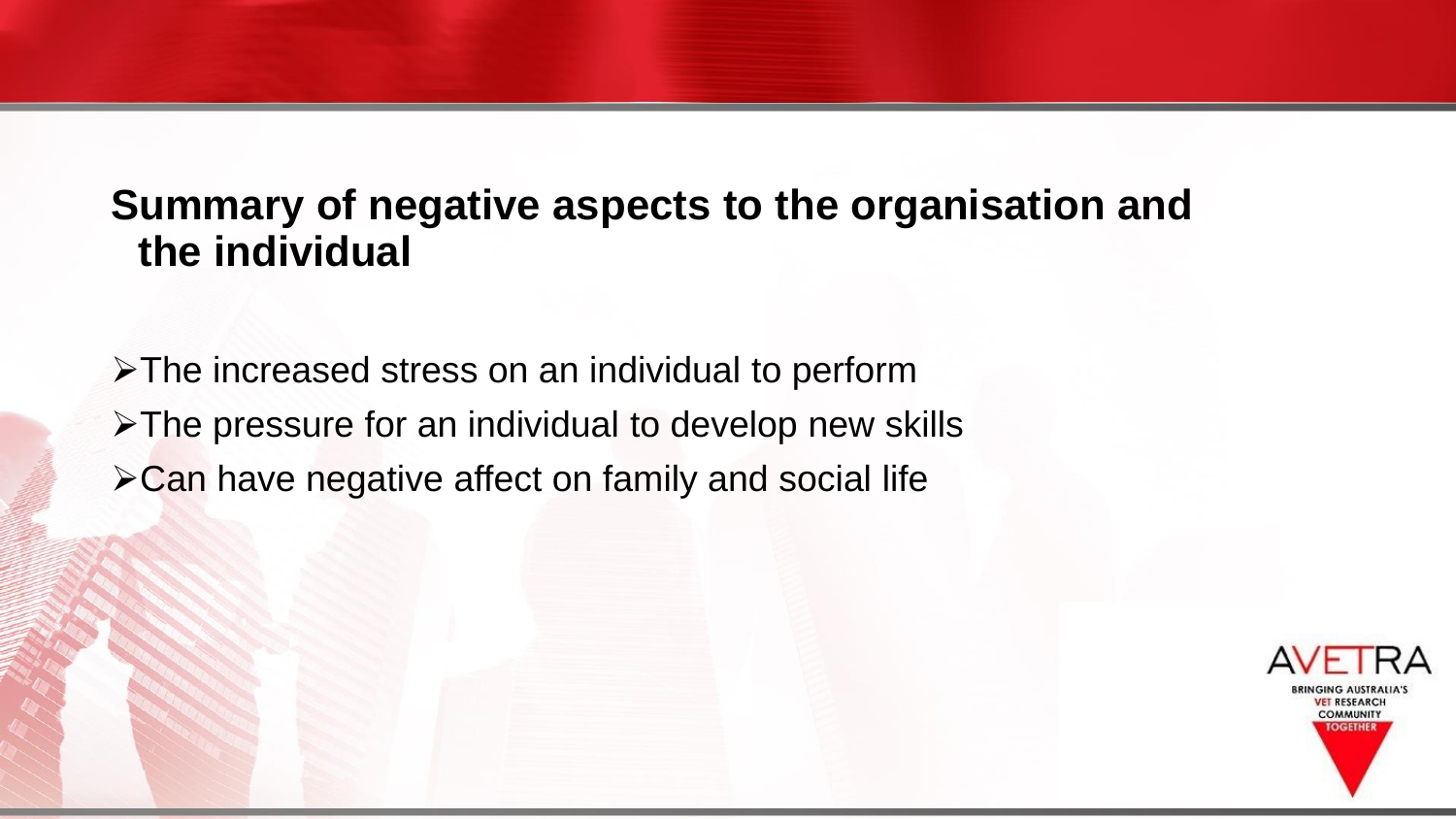## Summary of negative aspects to the organisation and the individual

- The increased stress on an individual to perform
- The pressure for an individual to develop new skills
- Can have negative affect on family and social life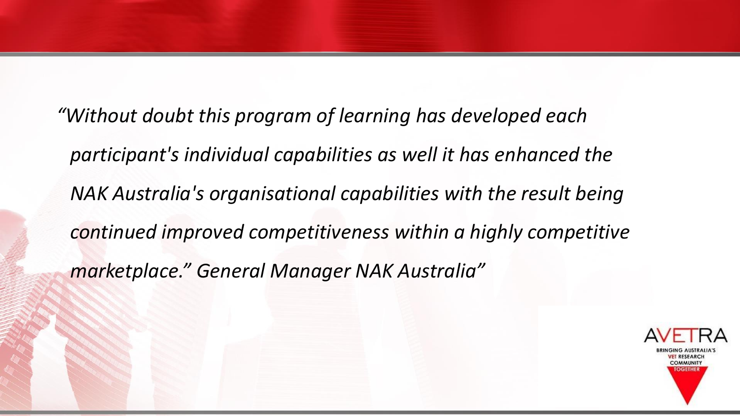*"Without doubt this program of learning has developed each participant's individual capabilities as well it has enhanced the NAK Australia's organisational capabilities with the result being continued improved competitiveness within a highly competitive marketplace." General Manager NAK Australia"*

AVETRA

BRINGING AUSTRALIA'S VET RESEARCH COMMUNITY TOGETHER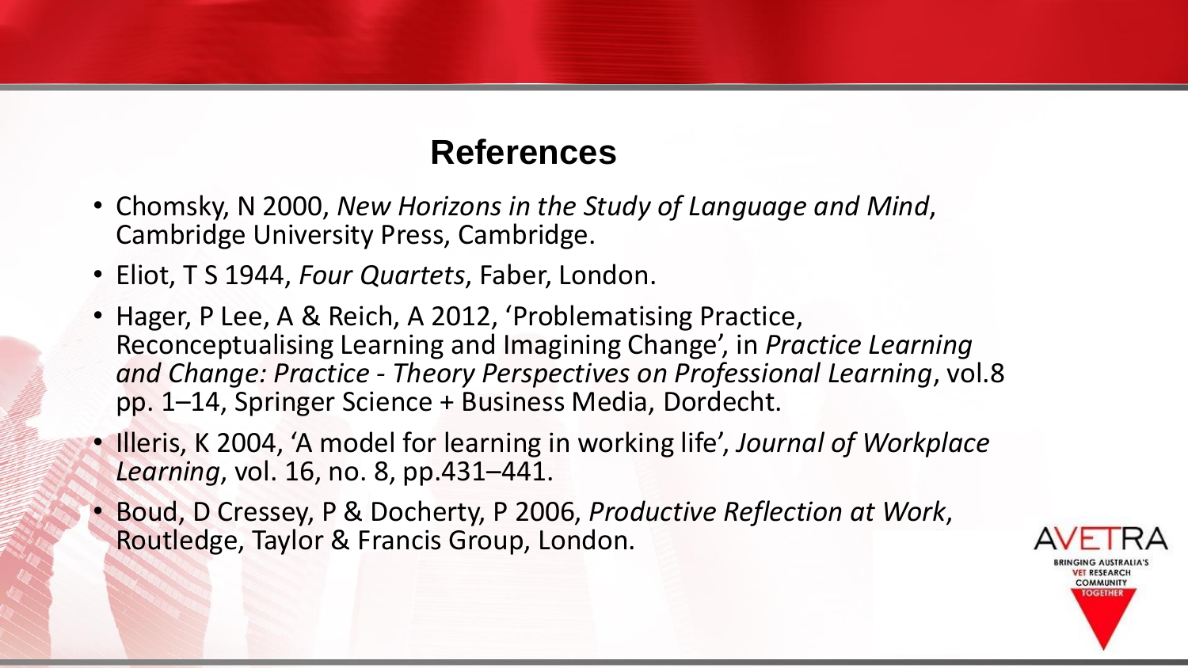## References

- Chomsky, N 2000, *New Horizons in the Study of Language and Mind*, Cambridge University Press, Cambridge.
- Eliot, T S 1944, *Four Quartets*, Faber, London.
- Hager, P Lee, A & Reich, A 2012, 'Problematising Practice, Reconceptualising Learning and Imagining Change', in *Practice Learning and Change: Practice - Theory Perspectives on Professional Learning*, vol.8 pp. 1–14, Springer Science + Business Media, Dordecht.
- Illeris, K 2004, 'A model for learning in working life', *Journal of Workplace Learning*, vol. 16, no. 8, pp.431–441.
- Boud, D Cressey, P & Docherty, P 2006, *Productive Reflection at Work*, Routledge, Taylor & Francis Group, London.

AVETRA
BRINGING AUSTRALIA'S VET RESEARCH COMMUNITY TOGETHER